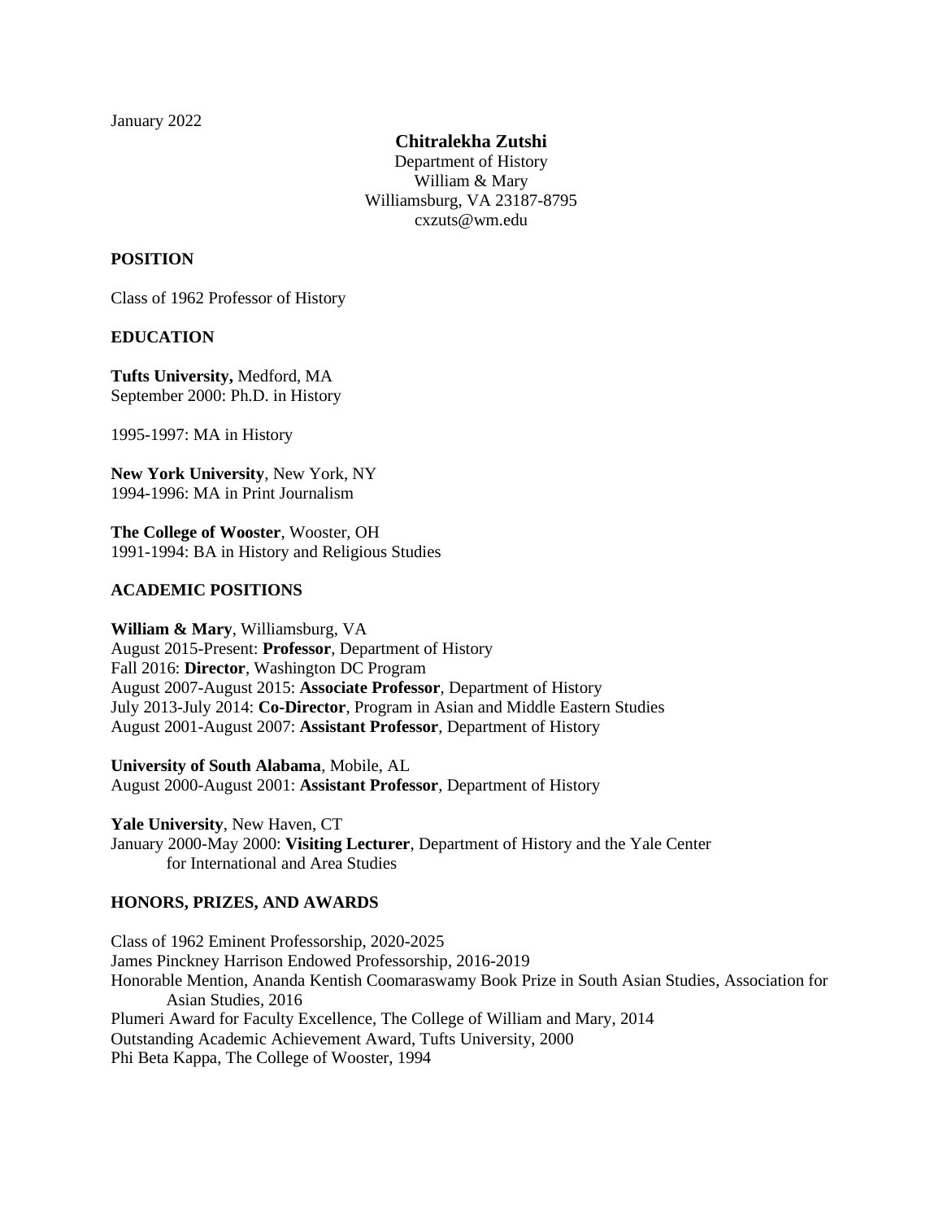January 2022

# Chitralekha Zutshi

Department of History
William & Mary
Williamsburg, VA 23187-8795
cxzuts@wm.edu

## POSITION

Class of 1962 Professor of History

## EDUCATION

**Tufts University,** Medford, MA
September 2000: Ph.D. in History

1995-1997: MA in History

**New York University**, New York, NY
1994-1996: MA in Print Journalism

**The College of Wooster**, Wooster, OH
1991-1994: BA in History and Religious Studies

## ACADEMIC POSITIONS

**William & Mary**, Williamsburg, VA
August 2015-Present: **Professor**, Department of History
Fall 2016: **Director**, Washington DC Program
August 2007-August 2015: **Associate Professor**, Department of History
July 2013-July 2014: **Co-Director**, Program in Asian and Middle Eastern Studies
August 2001-August 2007: **Assistant Professor**, Department of History

**University of South Alabama**, Mobile, AL
August 2000-August 2001: **Assistant Professor**, Department of History

**Yale University**, New Haven, CT
January 2000-May 2000: **Visiting Lecturer**, Department of History and the Yale Center for International and Area Studies

## HONORS, PRIZES, AND AWARDS

Class of 1962 Eminent Professorship, 2020-2025
James Pinckney Harrison Endowed Professorship, 2016-2019
Honorable Mention, Ananda Kentish Coomaraswamy Book Prize in South Asian Studies, Association for Asian Studies, 2016
Plumeri Award for Faculty Excellence, The College of William and Mary, 2014
Outstanding Academic Achievement Award, Tufts University, 2000
Phi Beta Kappa, The College of Wooster, 1994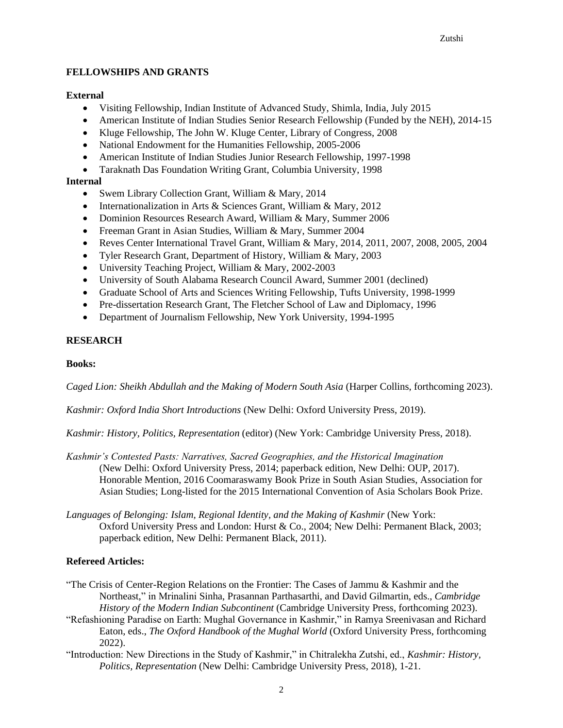## FELLOWSHIPS AND GRANTS

### External

- Visiting Fellowship, Indian Institute of Advanced Study, Shimla, India, July 2015
- American Institute of Indian Studies Senior Research Fellowship (Funded by the NEH), 2014-15
- Kluge Fellowship, The John W. Kluge Center, Library of Congress, 2008
- National Endowment for the Humanities Fellowship, 2005-2006
- American Institute of Indian Studies Junior Research Fellowship, 1997-1998
- Taraknath Das Foundation Writing Grant, Columbia University, 1998

### Internal

- Swem Library Collection Grant, William & Mary, 2014
- Internationalization in Arts & Sciences Grant, William & Mary, 2012
- Dominion Resources Research Award, William & Mary, Summer 2006
- Freeman Grant in Asian Studies, William & Mary, Summer 2004
- Reves Center International Travel Grant, William & Mary, 2014, 2011, 2007, 2008, 2005, 2004
- Tyler Research Grant, Department of History, William & Mary, 2003
- University Teaching Project, William & Mary, 2002-2003
- University of South Alabama Research Council Award, Summer 2001 (declined)
- Graduate School of Arts and Sciences Writing Fellowship, Tufts University, 1998-1999
- Pre-dissertation Research Grant, The Fletcher School of Law and Diplomacy, 1996
- Department of Journalism Fellowship, New York University, 1994-1995

## RESEARCH

### Books:

*Caged Lion: Sheikh Abdullah and the Making of Modern South Asia* (Harper Collins, forthcoming 2023).

*Kashmir: Oxford India Short Introductions* (New Delhi: Oxford University Press, 2019).

*Kashmir: History, Politics, Representation* (editor) (New York: Cambridge University Press, 2018).

*Kashmir's Contested Pasts: Narratives, Sacred Geographies, and the Historical Imagination* (New Delhi: Oxford University Press, 2014; paperback edition, New Delhi: OUP, 2017). Honorable Mention, 2016 Coomaraswamy Book Prize in South Asian Studies, Association for Asian Studies; Long-listed for the 2015 International Convention of Asia Scholars Book Prize.

*Languages of Belonging: Islam, Regional Identity, and the Making of Kashmir* (New York: Oxford University Press and London: Hurst & Co., 2004; New Delhi: Permanent Black, 2003; paperback edition, New Delhi: Permanent Black, 2011).

### Refereed Articles:

"The Crisis of Center-Region Relations on the Frontier: The Cases of Jammu & Kashmir and the Northeast," in Mrinalini Sinha, Prasannan Parthasarthi, and David Gilmartin, eds., *Cambridge History of the Modern Indian Subcontinent* (Cambridge University Press, forthcoming 2023).

"Refashioning Paradise on Earth: Mughal Governance in Kashmir," in Ramya Sreenivasan and Richard Eaton, eds., *The Oxford Handbook of the Mughal World* (Oxford University Press, forthcoming 2022).

"Introduction: New Directions in the Study of Kashmir," in Chitralekha Zutshi, ed., *Kashmir: History, Politics, Representation* (New Delhi: Cambridge University Press, 2018), 1-21.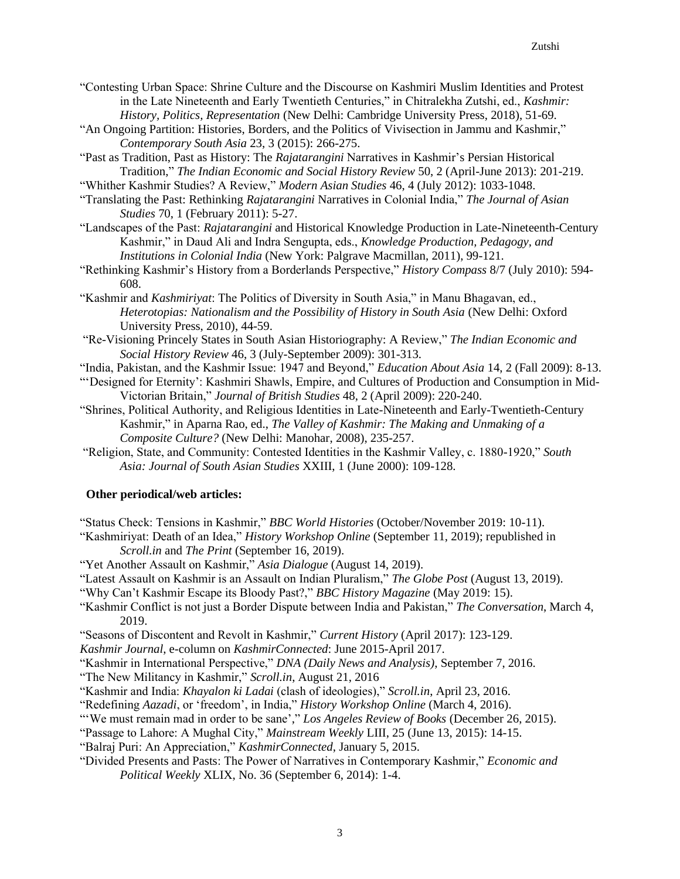"Contesting Urban Space: Shrine Culture and the Discourse on Kashmiri Muslim Identities and Protest in the Late Nineteenth and Early Twentieth Centuries," in Chitralekha Zutshi, ed., *Kashmir: History, Politics, Representation* (New Delhi: Cambridge University Press, 2018), 51-69.

"An Ongoing Partition: Histories, Borders, and the Politics of Vivisection in Jammu and Kashmir," *Contemporary South Asia* 23, 3 (2015): 266-275.

"Past as Tradition, Past as History: The *Rajatarangini* Narratives in Kashmir's Persian Historical Tradition," *The Indian Economic and Social History Review* 50, 2 (April-June 2013): 201-219.

"Whither Kashmir Studies? A Review," *Modern Asian Studies* 46, 4 (July 2012): 1033-1048.

"Translating the Past: Rethinking *Rajatarangini* Narratives in Colonial India," *The Journal of Asian Studies* 70, 1 (February 2011): 5-27.

"Landscapes of the Past: *Rajatarangini* and Historical Knowledge Production in Late-Nineteenth-Century Kashmir," in Daud Ali and Indra Sengupta, eds., *Knowledge Production, Pedagogy, and Institutions in Colonial India* (New York: Palgrave Macmillan, 2011), 99-121.

"Rethinking Kashmir's History from a Borderlands Perspective," *History Compass* 8/7 (July 2010): 594-608.

"Kashmir and *Kashmiriyat*: The Politics of Diversity in South Asia," in Manu Bhagavan, ed., *Heterotopias: Nationalism and the Possibility of History in South Asia* (New Delhi: Oxford University Press, 2010), 44-59.

"Re-Visioning Princely States in South Asian Historiography: A Review," *The Indian Economic and Social History Review* 46, 3 (July-September 2009): 301-313.

"India, Pakistan, and the Kashmir Issue: 1947 and Beyond," *Education About Asia* 14, 2 (Fall 2009): 8-13.

"'Designed for Eternity': Kashmiri Shawls, Empire, and Cultures of Production and Consumption in Mid-Victorian Britain," *Journal of British Studies* 48, 2 (April 2009): 220-240.

"Shrines, Political Authority, and Religious Identities in Late-Nineteenth-and Early-Twentieth-Century Kashmir," in Aparna Rao, ed., *The Valley of Kashmir: The Making and Unmaking of a Composite Culture?* (New Delhi: Manohar, 2008), 235-257.

"Religion, State, and Community: Contested Identities in the Kashmir Valley, c. 1880-1920," *South Asia: Journal of South Asian Studies* XXIII, 1 (June 2000): 109-128.

**Other periodical/web articles:**

"Status Check: Tensions in Kashmir," *BBC World Histories* (October/November 2019: 10-11).

"Kashmiriyat: Death of an Idea," *History Workshop Online* (September 11, 2019); republished in *Scroll.in* and *The Print* (September 16, 2019).

"Yet Another Assault on Kashmir," *Asia Dialogue* (August 14, 2019).

"Latest Assault on Kashmir is an Assault on Indian Pluralism," *The Globe Post* (August 13, 2019).

"Why Can't Kashmir Escape its Bloody Past?," *BBC History Magazine* (May 2019: 15).

"Kashmir Conflict is not just a Border Dispute between India and Pakistan," *The Conversation*, March 4, 2019.

"Seasons of Discontent and Revolt in Kashmir," *Current History* (April 2017): 123-129.

*Kashmir Journal*, e-column on *KashmirConnected*: June 2015-April 2017.

"Kashmir in International Perspective," *DNA (Daily News and Analysis)*, September 7, 2016.

"The New Militancy in Kashmir," *Scroll.in*, August 21, 2016

"Kashmir and India: *Khayalon ki Ladai* (clash of ideologies)," *Scroll.in*, April 23, 2016.

"Redefining *Aazadi*, or 'freedom', in India," *History Workshop Online* (March 4, 2016).

"'We must remain mad in order to be sane'," *Los Angeles Review of Books* (December 26, 2015).

"Passage to Lahore: A Mughal City," *Mainstream Weekly* LIII, 25 (June 13, 2015): 14-15.

"Balraj Puri: An Appreciation," *KashmirConnected*, January 5, 2015.

"Divided Presents and Pasts: The Power of Narratives in Contemporary Kashmir," *Economic and Political Weekly* XLIX, No. 36 (September 6, 2014): 1-4.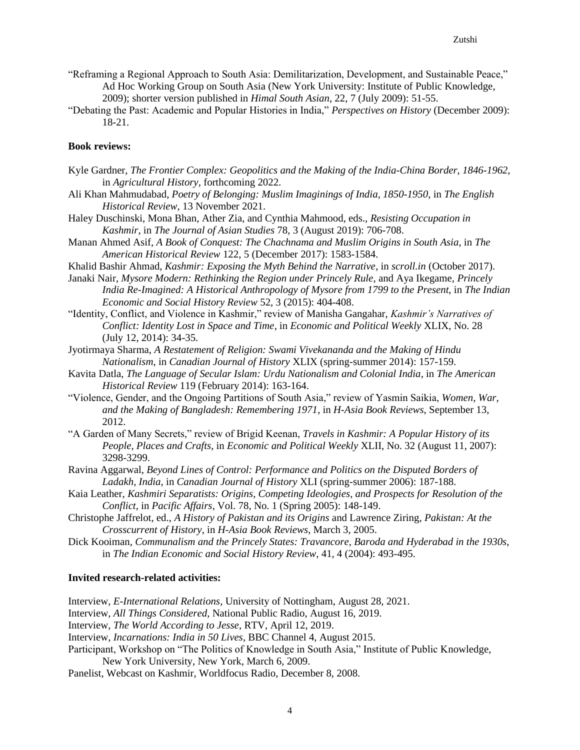"Reframing a Regional Approach to South Asia: Demilitarization, Development, and Sustainable Peace," Ad Hoc Working Group on South Asia (New York University: Institute of Public Knowledge, 2009); shorter version published in *Himal South Asian*, 22, 7 (July 2009): 51-55.

"Debating the Past: Academic and Popular Histories in India," *Perspectives on History* (December 2009): 18-21.

**Book reviews:**

Kyle Gardner, *The Frontier Complex: Geopolitics and the Making of the India-China Border, 1846-1962*, in *Agricultural History*, forthcoming 2022.

Ali Khan Mahmudabad, *Poetry of Belonging: Muslim Imaginings of India, 1850-1950*, in *The English Historical Review*, 13 November 2021.

Haley Duschinski, Mona Bhan, Ather Zia, and Cynthia Mahmood, eds., *Resisting Occupation in Kashmir*, in *The Journal of Asian Studies* 78, 3 (August 2019): 706-708.

Manan Ahmed Asif, *A Book of Conquest: The Chachnama and Muslim Origins in South Asia*, in *The American Historical Review* 122, 5 (December 2017): 1583-1584.

Khalid Bashir Ahmad, *Kashmir: Exposing the Myth Behind the Narrative*, in *scroll.in* (October 2017).

Janaki Nair, *Mysore Modern: Rethinking the Region under Princely Rule*, and Aya Ikegame, *Princely India Re-Imagined: A Historical Anthropology of Mysore from 1799 to the Present*, in *The Indian Economic and Social History Review* 52, 3 (2015): 404-408.

"Identity, Conflict, and Violence in Kashmir," review of Manisha Gangahar, *Kashmir's Narratives of Conflict: Identity Lost in Space and Time*, in *Economic and Political Weekly* XLIX, No. 28 (July 12, 2014): 34-35.

Jyotirmaya Sharma, *A Restatement of Religion: Swami Vivekananda and the Making of Hindu Nationalism*, in *Canadian Journal of History* XLIX (spring-summer 2014): 157-159.

Kavita Datla, *The Language of Secular Islam: Urdu Nationalism and Colonial India*, in *The American Historical Review* 119 (February 2014): 163-164.

"Violence, Gender, and the Ongoing Partitions of South Asia," review of Yasmin Saikia, *Women, War, and the Making of Bangladesh: Remembering 1971*, in *H-Asia Book Reviews*, September 13, 2012.

"A Garden of Many Secrets," review of Brigid Keenan, *Travels in Kashmir: A Popular History of its People, Places and Crafts*, in *Economic and Political Weekly* XLII, No. 32 (August 11, 2007): 3298-3299.

Ravina Aggarwal, *Beyond Lines of Control: Performance and Politics on the Disputed Borders of Ladakh, India*, in *Canadian Journal of History* XLI (spring-summer 2006): 187-188.

Kaia Leather, *Kashmiri Separatists: Origins, Competing Ideologies, and Prospects for Resolution of the Conflict*, in *Pacific Affairs*, Vol. 78, No. 1 (Spring 2005): 148-149.

Christophe Jaffrelot, ed., *A History of Pakistan and its Origins* and Lawrence Ziring, *Pakistan: At the Crosscurrent of History*, in *H-Asia Book Reviews*, March 3, 2005.

Dick Kooiman, *Communalism and the Princely States: Travancore, Baroda and Hyderabad in the 1930s*, in *The Indian Economic and Social History Review*, 41, 4 (2004): 493-495.

**Invited research-related activities:**

Interview, *E-International Relations*, University of Nottingham, August 28, 2021.

Interview, *All Things Considered*, National Public Radio, August 16, 2019.

Interview, *The World According to Jesse*, RTV, April 12, 2019.

Interview, *Incarnations: India in 50 Lives*, BBC Channel 4, August 2015.

Participant, Workshop on "The Politics of Knowledge in South Asia," Institute of Public Knowledge, New York University, New York, March 6, 2009.

Panelist, Webcast on Kashmir, Worldfocus Radio, December 8, 2008.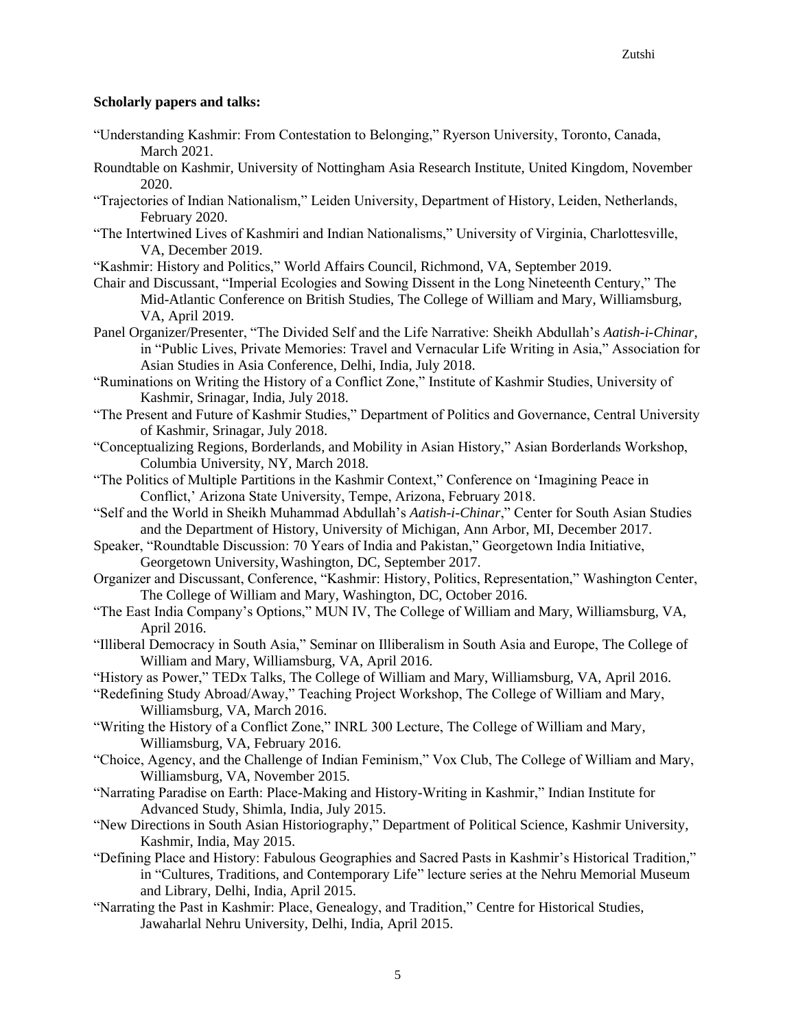**Scholarly papers and talks:**

“Understanding Kashmir: From Contestation to Belonging,” Ryerson University, Toronto, Canada, March 2021.

Roundtable on Kashmir, University of Nottingham Asia Research Institute, United Kingdom, November 2020.

“Trajectories of Indian Nationalism,” Leiden University, Department of History, Leiden, Netherlands, February 2020.

“The Intertwined Lives of Kashmiri and Indian Nationalisms,” University of Virginia, Charlottesville, VA, December 2019.

“Kashmir: History and Politics,” World Affairs Council, Richmond, VA, September 2019.

Chair and Discussant, “Imperial Ecologies and Sowing Dissent in the Long Nineteenth Century,” The Mid-Atlantic Conference on British Studies, The College of William and Mary, Williamsburg, VA, April 2019.

Panel Organizer/Presenter, “The Divided Self and the Life Narrative: Sheikh Abdullah’s *Aatish-i-Chinar*, in “Public Lives, Private Memories: Travel and Vernacular Life Writing in Asia,” Association for Asian Studies in Asia Conference, Delhi, India, July 2018.

“Ruminations on Writing the History of a Conflict Zone,” Institute of Kashmir Studies, University of Kashmir, Srinagar, India, July 2018.

“The Present and Future of Kashmir Studies,” Department of Politics and Governance, Central University of Kashmir, Srinagar, July 2018.

“Conceptualizing Regions, Borderlands, and Mobility in Asian History,” Asian Borderlands Workshop, Columbia University, NY, March 2018.

“The Politics of Multiple Partitions in the Kashmir Context,” Conference on ‘Imagining Peace in Conflict,’ Arizona State University, Tempe, Arizona, February 2018.

“Self and the World in Sheikh Muhammad Abdullah’s *Aatish-i-Chinar*,” Center for South Asian Studies and the Department of History, University of Michigan, Ann Arbor, MI, December 2017.

Speaker, “Roundtable Discussion: 70 Years of India and Pakistan,” Georgetown India Initiative, Georgetown University, Washington, DC, September 2017.

Organizer and Discussant, Conference, “Kashmir: History, Politics, Representation,” Washington Center, The College of William and Mary, Washington, DC, October 2016.

“The East India Company’s Options,” MUN IV, The College of William and Mary, Williamsburg, VA, April 2016.

“Illiberal Democracy in South Asia,” Seminar on Illiberalism in South Asia and Europe, The College of William and Mary, Williamsburg, VA, April 2016.

“History as Power,” TEDx Talks, The College of William and Mary, Williamsburg, VA, April 2016.

“Redefining Study Abroad/Away,” Teaching Project Workshop, The College of William and Mary, Williamsburg, VA, March 2016.

“Writing the History of a Conflict Zone,” INRL 300 Lecture, The College of William and Mary, Williamsburg, VA, February 2016.

“Choice, Agency, and the Challenge of Indian Feminism,” Vox Club, The College of William and Mary, Williamsburg, VA, November 2015.

“Narrating Paradise on Earth: Place-Making and History-Writing in Kashmir,” Indian Institute for Advanced Study, Shimla, India, July 2015.

“New Directions in South Asian Historiography,” Department of Political Science, Kashmir University, Kashmir, India, May 2015.

“Defining Place and History: Fabulous Geographies and Sacred Pasts in Kashmir’s Historical Tradition,” in “Cultures, Traditions, and Contemporary Life” lecture series at the Nehru Memorial Museum and Library, Delhi, India, April 2015.

“Narrating the Past in Kashmir: Place, Genealogy, and Tradition,” Centre for Historical Studies, Jawaharlal Nehru University, Delhi, India, April 2015.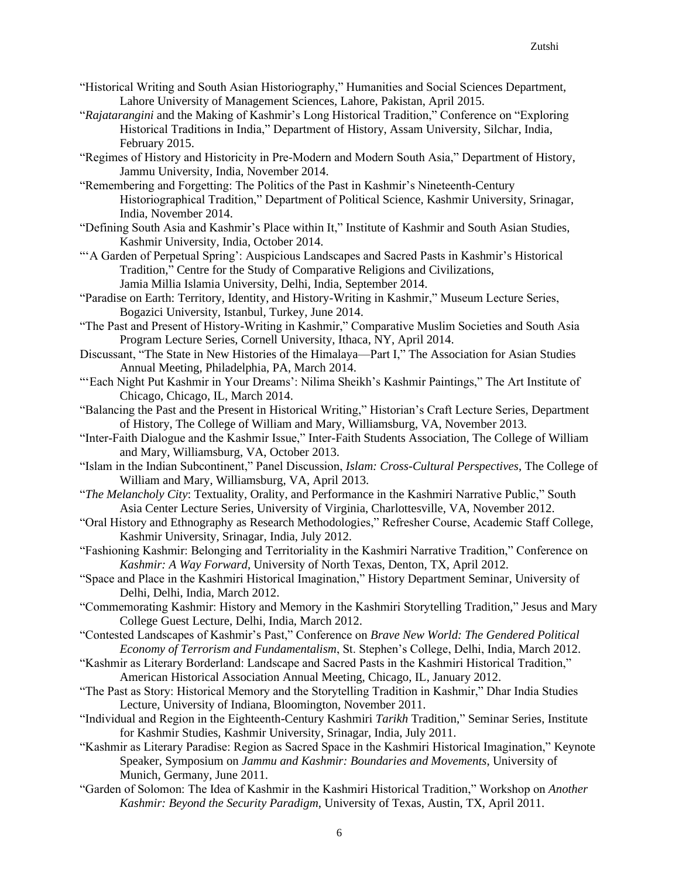"Historical Writing and South Asian Historiography," Humanities and Social Sciences Department, Lahore University of Management Sciences, Lahore, Pakistan, April 2015.

"*Rajatarangini* and the Making of Kashmir's Long Historical Tradition," Conference on "Exploring Historical Traditions in India," Department of History, Assam University, Silchar, India, February 2015.

"Regimes of History and Historicity in Pre-Modern and Modern South Asia," Department of History, Jammu University, India, November 2014.

"Remembering and Forgetting: The Politics of the Past in Kashmir's Nineteenth-Century Historiographical Tradition," Department of Political Science, Kashmir University, Srinagar, India, November 2014.

"Defining South Asia and Kashmir's Place within It," Institute of Kashmir and South Asian Studies, Kashmir University, India, October 2014.

"'A Garden of Perpetual Spring': Auspicious Landscapes and Sacred Pasts in Kashmir's Historical Tradition," Centre for the Study of Comparative Religions and Civilizations, Jamia Millia Islamia University, Delhi, India, September 2014.

"Paradise on Earth: Territory, Identity, and History-Writing in Kashmir," Museum Lecture Series, Bogazici University, Istanbul, Turkey, June 2014.

"The Past and Present of History-Writing in Kashmir," Comparative Muslim Societies and South Asia Program Lecture Series, Cornell University, Ithaca, NY, April 2014.

Discussant, "The State in New Histories of the Himalaya—Part I," The Association for Asian Studies Annual Meeting, Philadelphia, PA, March 2014.

"'Each Night Put Kashmir in Your Dreams': Nilima Sheikh's Kashmir Paintings," The Art Institute of Chicago, Chicago, IL, March 2014.

"Balancing the Past and the Present in Historical Writing," Historian's Craft Lecture Series, Department of History, The College of William and Mary, Williamsburg, VA, November 2013.

"Inter-Faith Dialogue and the Kashmir Issue," Inter-Faith Students Association, The College of William and Mary, Williamsburg, VA, October 2013.

"Islam in the Indian Subcontinent," Panel Discussion, *Islam: Cross-Cultural Perspectives*, The College of William and Mary, Williamsburg, VA, April 2013.

"*The Melancholy City*: Textuality, Orality, and Performance in the Kashmiri Narrative Public," South Asia Center Lecture Series, University of Virginia, Charlottesville, VA, November 2012.

"Oral History and Ethnography as Research Methodologies," Refresher Course, Academic Staff College, Kashmir University, Srinagar, India, July 2012.

"Fashioning Kashmir: Belonging and Territoriality in the Kashmiri Narrative Tradition," Conference on *Kashmir: A Way Forward*, University of North Texas, Denton, TX, April 2012.

"Space and Place in the Kashmiri Historical Imagination," History Department Seminar, University of Delhi, Delhi, India, March 2012.

"Commemorating Kashmir: History and Memory in the Kashmiri Storytelling Tradition," Jesus and Mary College Guest Lecture, Delhi, India, March 2012.

"Contested Landscapes of Kashmir's Past," Conference on *Brave New World: The Gendered Political Economy of Terrorism and Fundamentalism*, St. Stephen's College, Delhi, India, March 2012.

"Kashmir as Literary Borderland: Landscape and Sacred Pasts in the Kashmiri Historical Tradition," American Historical Association Annual Meeting, Chicago, IL, January 2012.

"The Past as Story: Historical Memory and the Storytelling Tradition in Kashmir," Dhar India Studies Lecture, University of Indiana, Bloomington, November 2011.

"Individual and Region in the Eighteenth-Century Kashmiri *Tarikh* Tradition," Seminar Series, Institute for Kashmir Studies, Kashmir University, Srinagar, India, July 2011.

"Kashmir as Literary Paradise: Region as Sacred Space in the Kashmiri Historical Imagination," Keynote Speaker, Symposium on *Jammu and Kashmir: Boundaries and Movements*, University of Munich, Germany, June 2011.

"Garden of Solomon: The Idea of Kashmir in the Kashmiri Historical Tradition," Workshop on *Another Kashmir: Beyond the Security Paradigm*, University of Texas, Austin, TX, April 2011.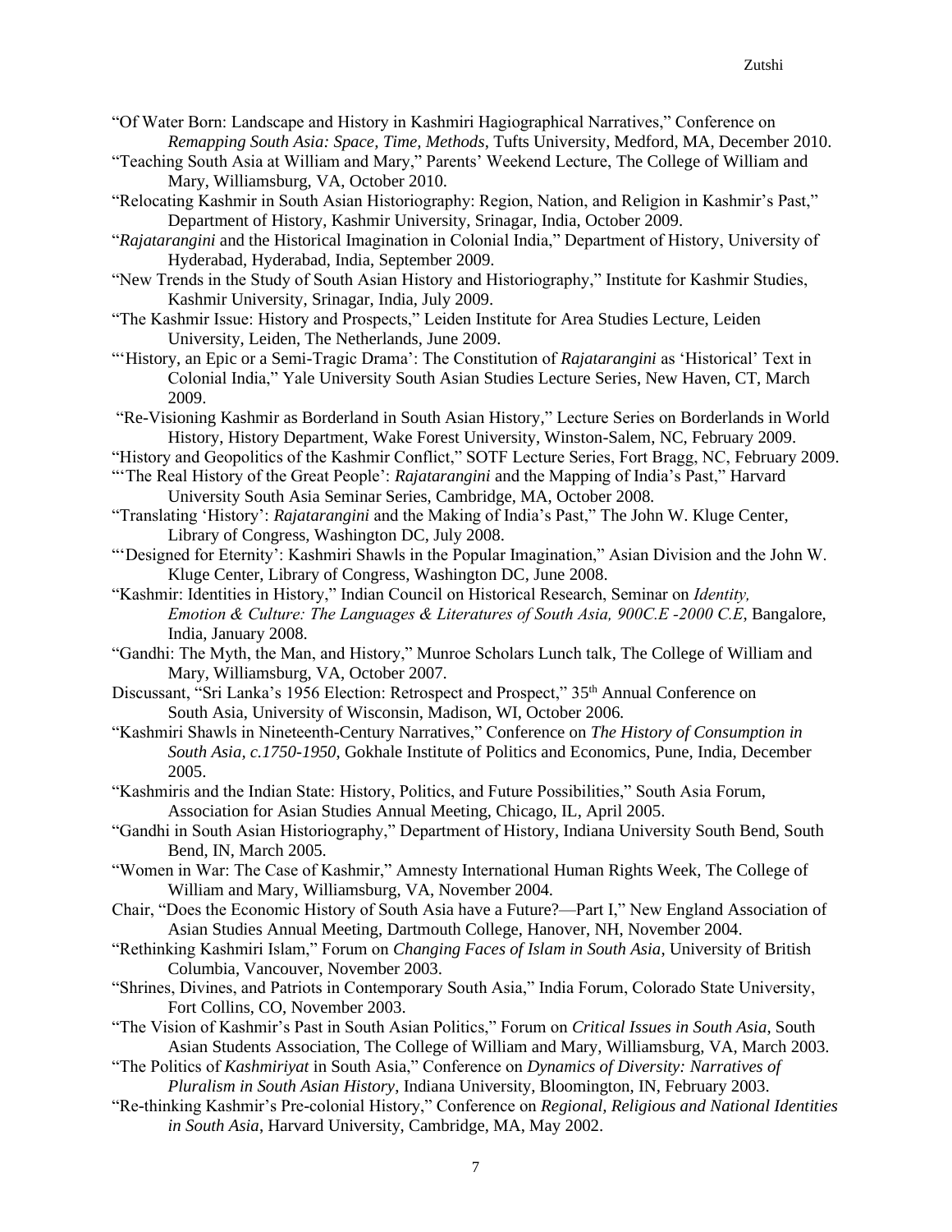"Of Water Born: Landscape and History in Kashmiri Hagiographical Narratives," Conference on *Remapping South Asia: Space, Time, Methods*, Tufts University, Medford, MA, December 2010.

"Teaching South Asia at William and Mary," Parents' Weekend Lecture, The College of William and Mary, Williamsburg, VA, October 2010.

"Relocating Kashmir in South Asian Historiography: Region, Nation, and Religion in Kashmir's Past," Department of History, Kashmir University, Srinagar, India, October 2009.

"*Rajatarangini* and the Historical Imagination in Colonial India," Department of History, University of Hyderabad, Hyderabad, India, September 2009.

"New Trends in the Study of South Asian History and Historiography," Institute for Kashmir Studies, Kashmir University, Srinagar, India, July 2009.

"The Kashmir Issue: History and Prospects," Leiden Institute for Area Studies Lecture, Leiden University, Leiden, The Netherlands, June 2009.

"'History, an Epic or a Semi-Tragic Drama': The Constitution of *Rajatarangini* as 'Historical' Text in Colonial India," Yale University South Asian Studies Lecture Series, New Haven, CT, March 2009.

"Re-Visioning Kashmir as Borderland in South Asian History," Lecture Series on Borderlands in World History, History Department, Wake Forest University, Winston-Salem, NC, February 2009.

"History and Geopolitics of the Kashmir Conflict," SOTF Lecture Series, Fort Bragg, NC, February 2009.

"'The Real History of the Great People': *Rajatarangini* and the Mapping of India's Past," Harvard University South Asia Seminar Series, Cambridge, MA, October 2008.

"Translating 'History': *Rajatarangini* and the Making of India's Past," The John W. Kluge Center, Library of Congress, Washington DC, July 2008.

"'Designed for Eternity': Kashmiri Shawls in the Popular Imagination," Asian Division and the John W. Kluge Center, Library of Congress, Washington DC, June 2008.

"Kashmir: Identities in History," Indian Council on Historical Research, Seminar on *Identity, Emotion & Culture: The Languages & Literatures of South Asia, 900C.E -2000 C.E*, Bangalore, India, January 2008.

"Gandhi: The Myth, the Man, and History," Munroe Scholars Lunch talk, The College of William and Mary, Williamsburg, VA, October 2007.

Discussant, "Sri Lanka's 1956 Election: Retrospect and Prospect," 35th Annual Conference on South Asia, University of Wisconsin, Madison, WI, October 2006.

"Kashmiri Shawls in Nineteenth-Century Narratives," Conference on *The History of Consumption in South Asia, c.1750-1950*, Gokhale Institute of Politics and Economics, Pune, India, December 2005.

"Kashmiris and the Indian State: History, Politics, and Future Possibilities," South Asia Forum, Association for Asian Studies Annual Meeting, Chicago, IL, April 2005.

"Gandhi in South Asian Historiography," Department of History, Indiana University South Bend, South Bend, IN, March 2005.

"Women in War: The Case of Kashmir," Amnesty International Human Rights Week, The College of William and Mary, Williamsburg, VA, November 2004.

Chair, "Does the Economic History of South Asia have a Future?—Part I," New England Association of Asian Studies Annual Meeting, Dartmouth College, Hanover, NH, November 2004.

"Rethinking Kashmiri Islam," Forum on *Changing Faces of Islam in South Asia*, University of British Columbia, Vancouver, November 2003.

"Shrines, Divines, and Patriots in Contemporary South Asia," India Forum, Colorado State University, Fort Collins, CO, November 2003.

"The Vision of Kashmir's Past in South Asian Politics," Forum on *Critical Issues in South Asia*, South Asian Students Association, The College of William and Mary, Williamsburg, VA, March 2003.

"The Politics of *Kashmiriyat* in South Asia," Conference on *Dynamics of Diversity: Narratives of Pluralism in South Asian History*, Indiana University, Bloomington, IN, February 2003.

"Re-thinking Kashmir's Pre-colonial History," Conference on *Regional, Religious and National Identities in South Asia*, Harvard University, Cambridge, MA, May 2002.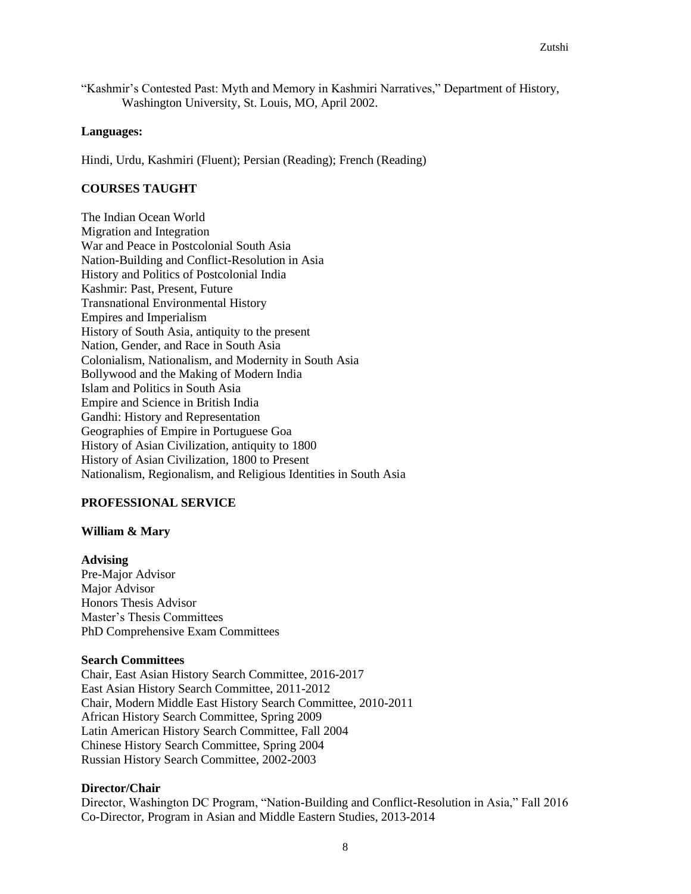"Kashmir's Contested Past: Myth and Memory in Kashmiri Narratives," Department of History, Washington University, St. Louis, MO, April 2002.

**Languages:**

Hindi, Urdu, Kashmiri (Fluent); Persian (Reading); French (Reading)

## COURSES TAUGHT

The Indian Ocean World
Migration and Integration
War and Peace in Postcolonial South Asia
Nation-Building and Conflict-Resolution in Asia
History and Politics of Postcolonial India
Kashmir: Past, Present, Future
Transnational Environmental History
Empires and Imperialism
History of South Asia, antiquity to the present
Nation, Gender, and Race in South Asia
Colonialism, Nationalism, and Modernity in South Asia
Bollywood and the Making of Modern India
Islam and Politics in South Asia
Empire and Science in British India
Gandhi: History and Representation
Geographies of Empire in Portuguese Goa
History of Asian Civilization, antiquity to 1800
History of Asian Civilization, 1800 to Present
Nationalism, Regionalism, and Religious Identities in South Asia

## PROFESSIONAL SERVICE

### William & Mary

**Advising**
Pre-Major Advisor
Major Advisor
Honors Thesis Advisor
Master's Thesis Committees
PhD Comprehensive Exam Committees

**Search Committees**
Chair, East Asian History Search Committee, 2016-2017
East Asian History Search Committee, 2011-2012
Chair, Modern Middle East History Search Committee, 2010-2011
African History Search Committee, Spring 2009
Latin American History Search Committee, Fall 2004
Chinese History Search Committee, Spring 2004
Russian History Search Committee, 2002-2003

**Director/Chair**
Director, Washington DC Program, "Nation-Building and Conflict-Resolution in Asia," Fall 2016
Co-Director, Program in Asian and Middle Eastern Studies, 2013-2014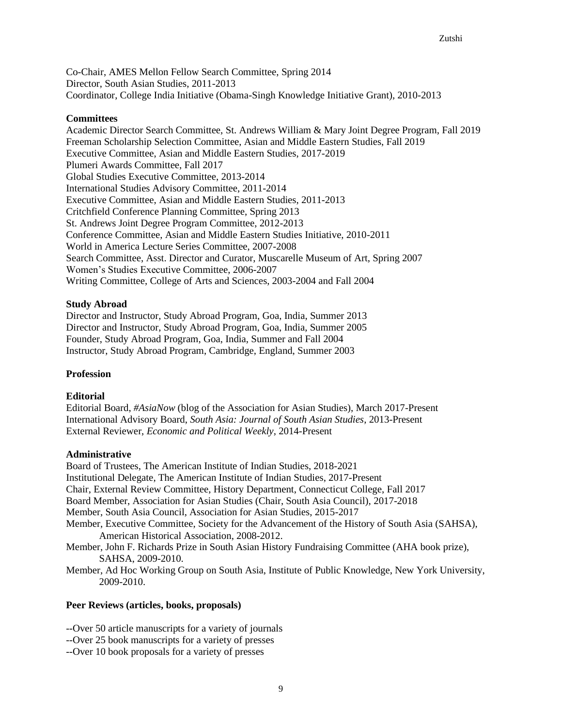Co-Chair, AMES Mellon Fellow Search Committee, Spring 2014
Director, South Asian Studies, 2011-2013
Coordinator, College India Initiative (Obama-Singh Knowledge Initiative Grant), 2010-2013

**Committees**

Academic Director Search Committee, St. Andrews William & Mary Joint Degree Program, Fall 2019
Freeman Scholarship Selection Committee, Asian and Middle Eastern Studies, Fall 2019
Executive Committee, Asian and Middle Eastern Studies, 2017-2019
Plumeri Awards Committee, Fall 2017
Global Studies Executive Committee, 2013-2014
International Studies Advisory Committee, 2011-2014
Executive Committee, Asian and Middle Eastern Studies, 2011-2013
Critchfield Conference Planning Committee, Spring 2013
St. Andrews Joint Degree Program Committee, 2012-2013
Conference Committee, Asian and Middle Eastern Studies Initiative, 2010-2011
World in America Lecture Series Committee, 2007-2008
Search Committee, Asst. Director and Curator, Muscarelle Museum of Art, Spring 2007
Women's Studies Executive Committee, 2006-2007
Writing Committee, College of Arts and Sciences, 2003-2004 and Fall 2004

**Study Abroad**

Director and Instructor, Study Abroad Program, Goa, India, Summer 2013
Director and Instructor, Study Abroad Program, Goa, India, Summer 2005
Founder, Study Abroad Program, Goa, India, Summer and Fall 2004
Instructor, Study Abroad Program, Cambridge, England, Summer 2003

## Profession

**Editorial**

Editorial Board, *#AsiaNow* (blog of the Association for Asian Studies), March 2017-Present
International Advisory Board, *South Asia: Journal of South Asian Studies*, 2013-Present
External Reviewer, *Economic and Political Weekly*, 2014-Present

**Administrative**

Board of Trustees, The American Institute of Indian Studies, 2018-2021
Institutional Delegate, The American Institute of Indian Studies, 2017-Present
Chair, External Review Committee, History Department, Connecticut College, Fall 2017
Board Member, Association for Asian Studies (Chair, South Asia Council), 2017-2018
Member, South Asia Council, Association for Asian Studies, 2015-2017
Member, Executive Committee, Society for the Advancement of the History of South Asia (SAHSA), American Historical Association, 2008-2012.
Member, John F. Richards Prize in South Asian History Fundraising Committee (AHA book prize), SAHSA, 2009-2010.
Member, Ad Hoc Working Group on South Asia, Institute of Public Knowledge, New York University, 2009-2010.

**Peer Reviews (articles, books, proposals)**

--Over 50 article manuscripts for a variety of journals
--Over 25 book manuscripts for a variety of presses
--Over 10 book proposals for a variety of presses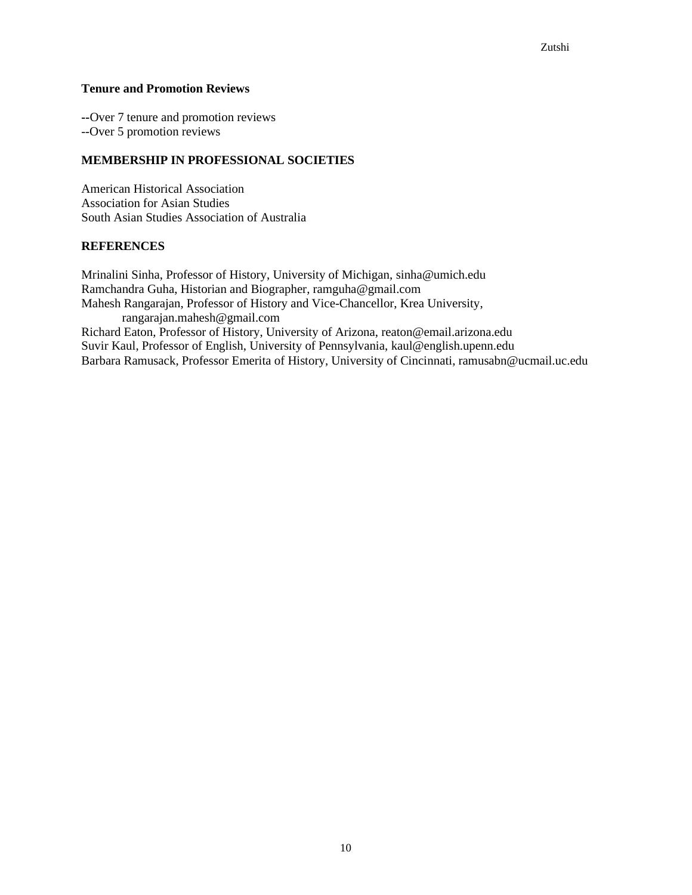### Tenure and Promotion Reviews

--Over 7 tenure and promotion reviews
--Over 5 promotion reviews

## MEMBERSHIP IN PROFESSIONAL SOCIETIES

American Historical Association
Association for Asian Studies
South Asian Studies Association of Australia

## REFERENCES

Mrinalini Sinha, Professor of History, University of Michigan, sinha@umich.edu
Ramchandra Guha, Historian and Biographer, ramguha@gmail.com
Mahesh Rangarajan, Professor of History and Vice-Chancellor, Krea University, rangarajan.mahesh@gmail.com
Richard Eaton, Professor of History, University of Arizona, reaton@email.arizona.edu
Suvir Kaul, Professor of English, University of Pennsylvania, kaul@english.upenn.edu
Barbara Ramusack, Professor Emerita of History, University of Cincinnati, ramusabn@ucmail.uc.edu